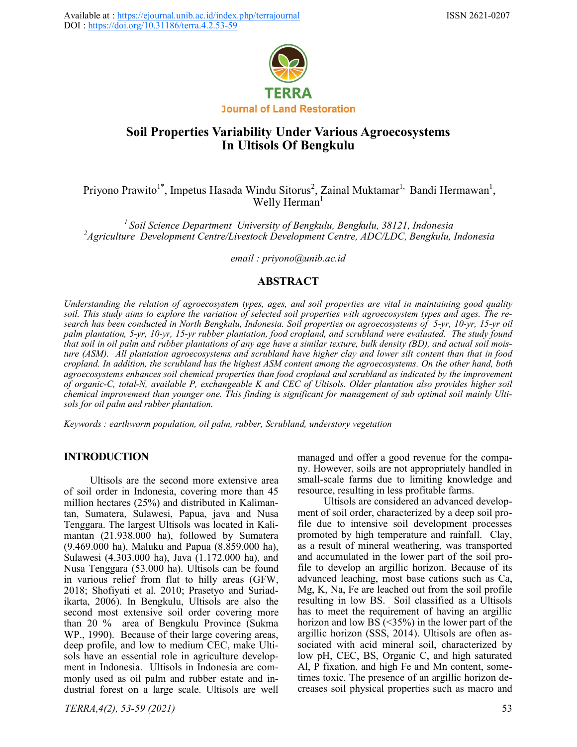Available at : https://ejournal.unib.ac.id/index.php/terrajournal

DOI : https://doi.org/10.31186/terra.4.2.53-59

ISSN 2621-0207

TERRA

Journal of Land Restoration

# Soil Properties Variability Under Various Agroecosystems In Ultisols Of Bengkulu

Priyono Prawito[1*], Impetus Hasada Windu Sitorus[2], Zainal Muktamar[1], Bandi Hermawan[1], Welly Herman[1]

[1] *Soil Science Department University of Bengkulu, Bengkulu, 38121, Indonesia*
[2] *Agriculture Development Centre/Livestock Development Centre, ADC/LDC, Bengkulu, Indonesia*

*email : priyono@unib.ac.id*

## ABSTRACT

*Understanding the relation of agroecosystem types, ages, and soil properties are vital in maintaining good quality soil. This study aims to explore the variation of selected soil properties with agroecosystem types and ages. The research has been conducted in North Bengkulu, Indonesia. Soil properties on agroecosystems of 5-yr, 10-yr, 15-yr oil palm plantation, 5-yr, 10-yr, 15-yr rubber plantation, food cropland, and scrubland were evaluated. The study found that soil in oil palm and rubber plantations of any age have a similar texture, bulk density (BD), and actual soil moisture (ASM). All plantation agroecosystems and scrubland have higher clay and lower silt content than that in food cropland. In addition, the scrubland has the highest ASM content among the agroecosystems. On the other hand, both agroecosystems enhances soil chemical properties than food cropland and scrubland as indicated by the improvement of organic-C, total-N, available P, exchangeable K and CEC of Ultisols. Older plantation also provides higher soil chemical improvement than younger one. This finding is significant for management of sub optimal soil mainly Ultisols for oil palm and rubber plantation.*

*Keywords : earthworm population, oil palm, rubber, Scrubland, understory vegetation*

## INTRODUCTION

Ultisols are the second more extensive area of soil order in Indonesia, covering more than 45 million hectares (25%) and distributed in Kalimantan, Sumatera, Sulawesi, Papua, java and Nusa Tenggara. The largest Ultisols was located in Kalimantan (21.938.000 ha), followed by Sumatera (9.469.000 ha), Maluku and Papua (8.859.000 ha), Sulawesi (4.303.000 ha), Java (1.172.000 ha), and Nusa Tenggara (53.000 ha). Ultisols can be found in various relief from flat to hilly areas (GFW, 2018; Shofiyati et al. 2010; Prasetyo and Suriadikarta, 2006). In Bengkulu, Ultisols are also the second most extensive soil order covering more than 20 % area of Bengkulu Province (Sukma WP., 1990). Because of their large covering areas, deep profile, and low to medium CEC, make Ultisols have an essential role in agriculture development in Indonesia. Ultisols in Indonesia are commonly used as oil palm and rubber estate and industrial forest on a large scale. Ultisols are well managed and offer a good revenue for the company. However, soils are not appropriately handled in small-scale farms due to limiting knowledge and resource, resulting in less profitable farms.

Ultisols are considered an advanced development of soil order, characterized by a deep soil profile due to intensive soil development processes promoted by high temperature and rainfall. Clay, as a result of mineral weathering, was transported and accumulated in the lower part of the soil profile to develop an argillic horizon. Because of its advanced leaching, most base cations such as Ca, Mg, K, Na, Fe are leached out from the soil profile resulting in low BS. Soil classified as a Ultisols has to meet the requirement of having an argillic horizon and low BS (<35%) in the lower part of the argillic horizon (SSS, 2014). Ultisols are often associated with acid mineral soil, characterized by low pH, CEC, BS, Organic C, and high saturated Al, P fixation, and high Fe and Mn content, sometimes toxic. The presence of an argillic horizon decreases soil physical properties such as macro and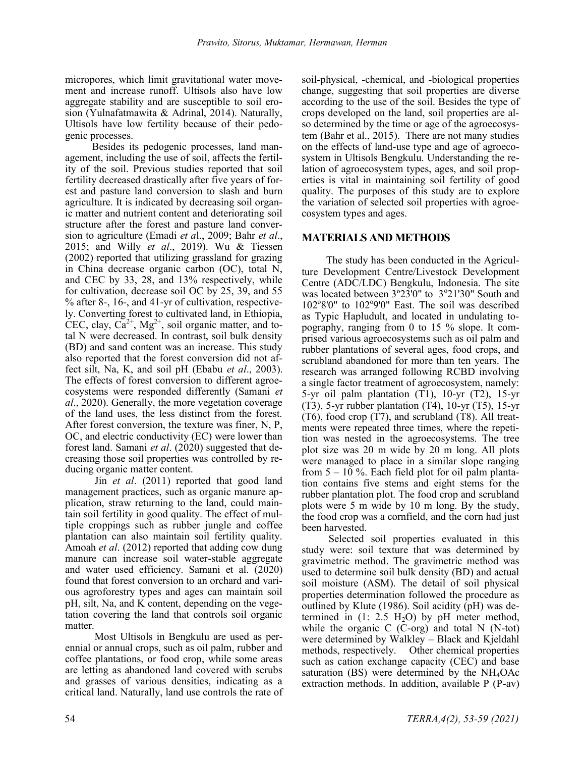micropores, which limit gravitational water movement and increase runoff. Ultisols also have low aggregate stability and are susceptible to soil erosion (Yulnafatmawita & Adrinal, 2014). Naturally, Ultisols have low fertility because of their pedogenic processes.

Besides its pedogenic processes, land management, including the use of soil, affects the fertility of the soil. Previous studies reported that soil fertility decreased drastically after five years of forest and pasture land conversion to slash and burn agriculture. It is indicated by decreasing soil organic matter and nutrient content and deteriorating soil structure after the forest and pasture land conversion to agriculture (Emadi *et a*l., 2009; Bahr *et al*., 2015; and Willy *et al*., 2019). Wu & Tiessen (2002) reported that utilizing grassland for grazing in China decrease organic carbon (OC), total N, and CEC by 33, 28, and 13% respectively, while for cultivation, decrease soil OC by 25, 39, and 55 % after 8-, 16-, and 41-yr of cultivation, respectively. Converting forest to cultivated land, in Ethiopia, CEC, clay, $Ca^{2+}$, $Mg^{2+}$, soil organic matter, and total N were decreased. In contrast, soil bulk density (BD) and sand content was an increase. This study also reported that the forest conversion did not affect silt, Na, K, and soil pH (Ebabu *et al*., 2003). The effects of forest conversion to different agroecosystems were responded differently (Samani *et al*., 2020). Generally, the more vegetation coverage of the land uses, the less distinct from the forest. After forest conversion, the texture was finer, N, P, OC, and electric conductivity (EC) were lower than forest land. Samani *et al*. (2020) suggested that decreasing those soil properties was controlled by reducing organic matter content.

Jin *et al*. (2011) reported that good land management practices, such as organic manure application, straw returning to the land, could maintain soil fertility in good quality. The effect of multiple croppings such as rubber jungle and coffee plantation can also maintain soil fertility quality. Amoah *et al*. (2012) reported that adding cow dung manure can increase soil water-stable aggregate and water used efficiency. Samani et al. (2020) found that forest conversion to an orchard and various agroforestry types and ages can maintain soil pH, silt, Na, and K content, depending on the vegetation covering the land that controls soil organic matter.

Most Ultisols in Bengkulu are used as perennial or annual crops, such as oil palm, rubber and coffee plantations, or food crop, while some areas are letting as abandoned land covered with scrubs and grasses of various densities, indicating as a critical land. Naturally, land use controls the rate of soil-physical, -chemical, and -biological properties change, suggesting that soil properties are diverse according to the use of the soil. Besides the type of crops developed on the land, soil properties are also determined by the time or age of the agroecosystem (Bahr et al., 2015). There are not many studies on the effects of land-use type and age of agroecosystem in Ultisols Bengkulu. Understanding the relation of agroecosystem types, ages, and soil properties is vital in maintaining soil fertility of good quality. The purposes of this study are to explore the variation of selected soil properties with agroecosystem types and ages.

## MATERIALS AND METHODS

The study has been conducted in the Agriculture Development Centre/Livestock Development Centre (ADC/LDC) Bengkulu, Indonesia. The site was located between 3º23'0" to 3º21'30" South and 102º8'0" to 102º9'0" East. The soil was described as Typic Hapludult, and located in undulating topography, ranging from 0 to 15 % slope. It comprised various agroecosystems such as oil palm and rubber plantations of several ages, food crops, and scrubland abandoned for more than ten years. The research was arranged following RCBD involving a single factor treatment of agroecosystem, namely: 5-yr oil palm plantation (T1), 10-yr (T2), 15-yr (T3), 5-yr rubber plantation (T4), 10-yr (T5), 15-yr (T6), food crop (T7), and scrubland (T8). All treatments were repeated three times, where the repetition was nested in the agroecosystems. The tree plot size was 20 m wide by 20 m long. All plots were managed to place in a similar slope ranging from 5 – 10 %. Each field plot for oil palm plantation contains five stems and eight stems for the rubber plantation plot. The food crop and scrubland plots were 5 m wide by 10 m long. By the study, the food crop was a cornfield, and the corn had just been harvested.

Selected soil properties evaluated in this study were: soil texture that was determined by gravimetric method. The gravimetric method was used to determine soil bulk density (BD) and actual soil moisture (ASM). The detail of soil physical properties determination followed the procedure as outlined by Klute (1986). Soil acidity (pH) was determined in (1: 2.5 $H_2O$) by pH meter method, while the organic C (C-org) and total N (N-tot) were determined by Walkley – Black and Kjeldahl methods, respectively. Other chemical properties such as cation exchange capacity (CEC) and base saturation (BS) were determined by the $NH_4OAc$ extraction methods. In addition, available P (P-av)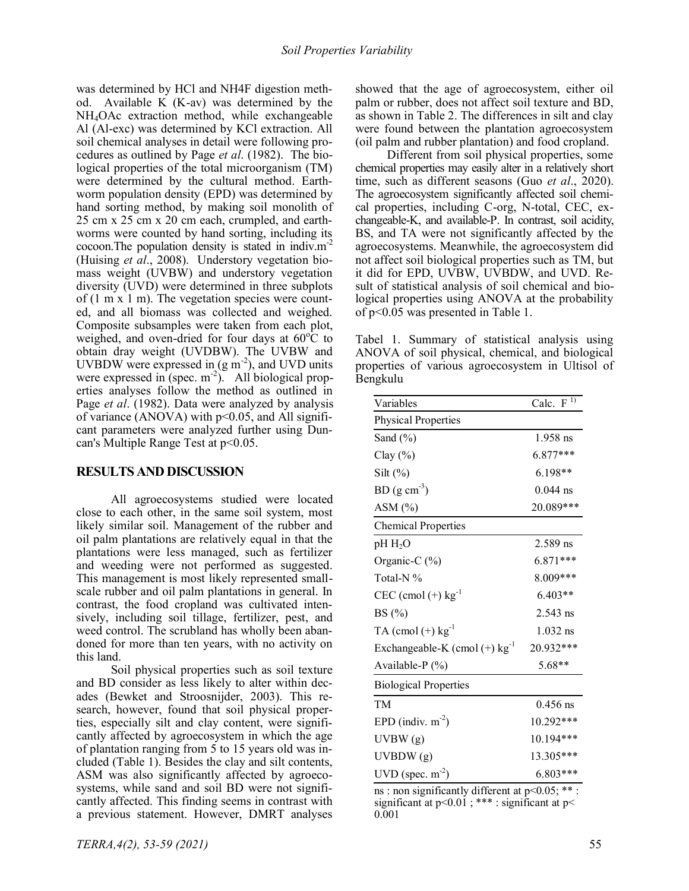was determined by HCl and NH4F digestion method. Available K (K-av) was determined by the $NH_4OAc$ extraction method, while exchangeable Al (Al-exc) was determined by KCl extraction. All soil chemical analyses in detail were following procedures as outlined by Page *et al*. (1982). The biological properties of the total microorganism (TM) were determined by the cultural method. Earthworm population density (EPD) was determined by hand sorting method, by making soil monolith of 25 cm x 25 cm x 20 cm each, crumpled, and earthworms were counted by hand sorting, including its cocoon.The population density is stated in indiv.$m^{-2}$ (Huising *et al*., 2008). Understory vegetation biomass weight (UVBW) and understory vegetation diversity (UVD) were determined in three subplots of (1 m x 1 m). The vegetation species were counted, and all biomass was collected and weighed. Composite subsamples were taken from each plot, weighed, and oven-dried for four days at 60°C to obtain dray weight (UVDBW). The UVBW and UVBDW were expressed in (g $m^{-2}$), and UVD units were expressed in (spec. $m^{-2}$). All biological properties analyses follow the method as outlined in Page *et al*. (1982). Data were analyzed by analysis of variance (ANOVA) with $p<0.05$, and All significant parameters were analyzed further using Duncan's Multiple Range Test at $p<0.05$.

## RESULTS AND DISCUSSION

All agroecosystems studied were located close to each other, in the same soil system, most likely similar soil. Management of the rubber and oil palm plantations are relatively equal in that the plantations were less managed, such as fertilizer and weeding were not performed as suggested. This management is most likely represented small-scale rubber and oil palm plantations in general. In contrast, the food cropland was cultivated intensively, including soil tillage, fertilizer, pest, and weed control. The scrubland has wholly been abandoned for more than ten years, with no activity on this land.

Soil physical properties such as soil texture and BD consider as less likely to alter within decades (Bewket and Stroosnijder, 2003). This research, however, found that soil physical properties, especially silt and clay content, were significantly affected by agroecosystem in which the age of plantation ranging from 5 to 15 years old was included (Table 1). Besides the clay and silt contents, ASM was also significantly affected by agroecosystems, while sand and soil BD were not significantly affected. This finding seems in contrast with a previous statement. However, DMRT analyses showed that the age of agroecosystem, either oil palm or rubber, does not affect soil texture and BD, as shown in Table 2. The differences in silt and clay were found between the plantation agroecosystem (oil palm and rubber plantation) and food cropland.

Different from soil physical properties, some chemical properties may easily alter in a relatively short time, such as different seasons (Guo *et al*., 2020). The agroecosystem significantly affected soil chemical properties, including C-org, N-total, CEC, exchangeable-K, and available-P. In contrast, soil acidity, BS, and TA were not significantly affected by the agroecosystems. Meanwhile, the agroecosystem did not affect soil biological properties such as TM, but it did for EPD, UVBW, UVBDW, and UVD. Result of statistical analysis of soil chemical and biological properties using ANOVA at the probability of $p<0.05$ was presented in Table 1.

Tabel 1. Summary of statistical analysis using ANOVA of soil physical, chemical, and biological properties of various agroecosystem in Ultisol of Bengkulu

| Variables | Calc. F [1)] |
|---|---|
| **Physical Properties** | |
| Sand (%) | 1.958 ns |
| Clay (%) | 6.877*** |
| Silt (%) | 6.198** |
| BD (g $cm^{-3}$) | 0.044 ns |
| ASM (%) | 20.089*** |
| **Chemical Properties** | |
| pH $H_2O$ | 2.589 ns |
| Organic-C (%) | 6.871*** |
| Total-N % | 8.009*** |
| CEC (cmol (+) $kg^{-1}$ | 6.403** |
| BS (%) | 2.543 ns |
| TA (cmol (+) $kg^{-1}$ | 1.032 ns |
| Exchangeable-K (cmol (+) $kg^{-1}$ | 20.932*** |
| Available-P (%) | 5.68** |
| **Biological Properties** | |
| TM | 0.456 ns |
| EPD (indiv. $m^{-2}$) | 10.292*** |
| UVBW (g) | 10.194*** |
| UVBDW (g) | 13.305*** |
| UVD (spec. $m^{-2}$) | 6.803*** |

ns : non significantly different at $p<0.05$; ** : significant at $p<0.01$ ; *** : significant at $p< 0.001$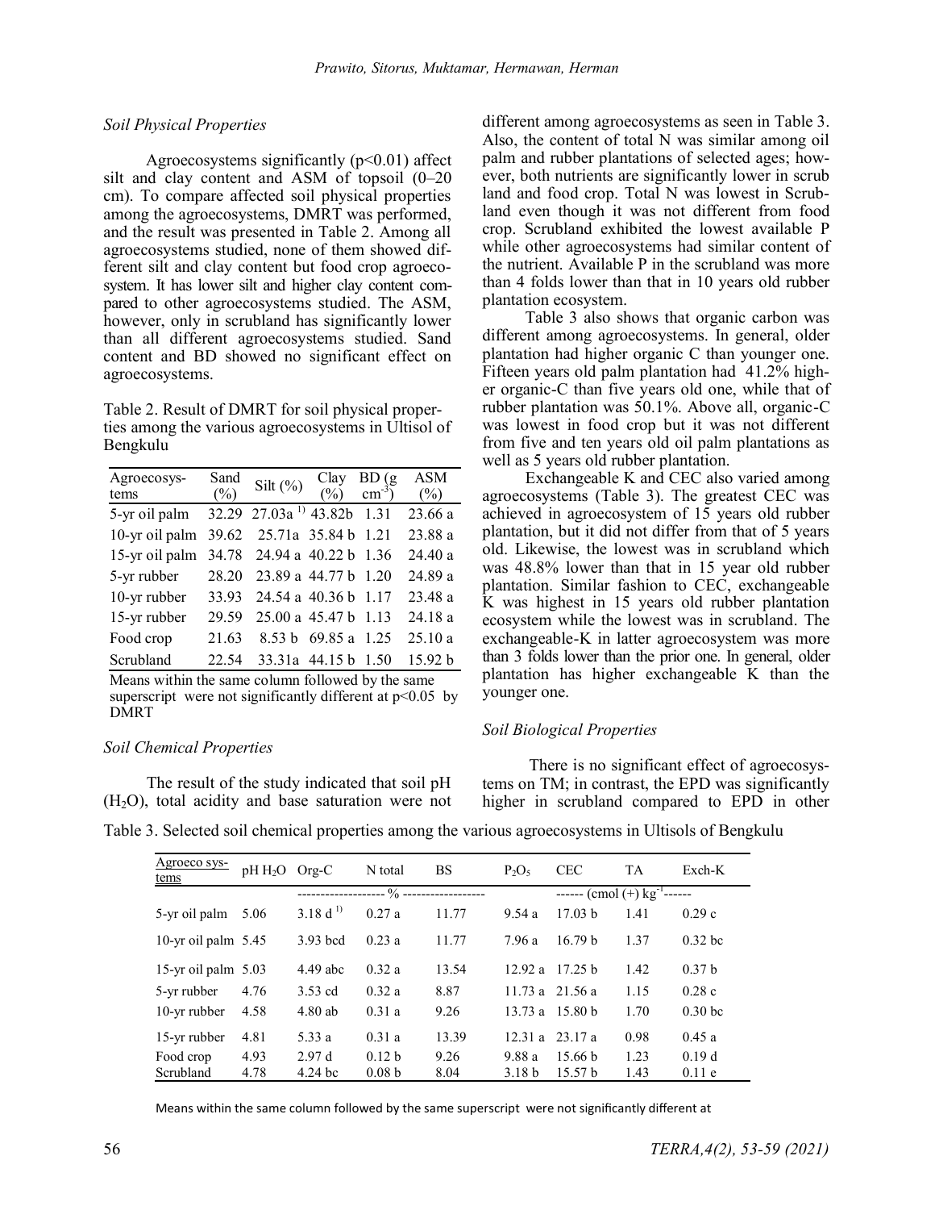### *Soil Physical Properties*

Agroecosystems significantly ($p<0.01$) affect silt and clay content and ASM of topsoil (0–20 cm). To compare affected soil physical properties among the agroecosystems, DMRT was performed, and the result was presented in Table 2. Among all agroecosystems studied, none of them showed different silt and clay content but food crop agroecosystem. It has lower silt and higher clay content compared to other agroecosystems studied. The ASM, however, only in scrubland has significantly lower than all different agroecosystems studied. Sand content and BD showed no significant effect on agroecosystems.

Table 2. Result of DMRT for soil physical properties among the various agroecosystems in Ultisol of Bengkulu

| Agroecosystems | Sand (%) | Silt (%) | Clay (%) | BD (g cm$^{-3}$) | ASM (%) |
|---|---|---|---|---|---|
| 5-yr oil palm | 32.29 | 27.03a [1)] | 43.82b | 1.31 | 23.66 a |
| 10-yr oil palm | 39.62 | 25.71a | 35.84 b | 1.21 | 23.88 a |
| 15-yr oil palm | 34.78 | 24.94 a | 40.22 b | 1.36 | 24.40 a |
| 5-yr rubber | 28.20 | 23.89 a | 44.77 b | 1.20 | 24.89 a |
| 10-yr rubber | 33.93 | 24.54 a | 40.36 b | 1.17 | 23.48 a |
| 15-yr rubber | 29.59 | 25.00 a | 45.47 b | 1.13 | 24.18 a |
| Food crop | 21.63 | 8.53 b | 69.85 a | 1.25 | 25.10 a |
| Scrubland | 22.54 | 33.31a | 44.15 b | 1.50 | 15.92 b |

Means within the same column followed by the same superscript were not significantly different at $p<0.05$ by DMRT

### *Soil Chemical Properties*

The result of the study indicated that soil pH ($H_2O$), total acidity and base saturation were not different among agroecosystems as seen in Table 3. Also, the content of total N was similar among oil palm and rubber plantations of selected ages; however, both nutrients are significantly lower in scrub land and food crop. Total N was lowest in Scrubland even though it was not different from food crop. Scrubland exhibited the lowest available P while other agroecosystems had similar content of the nutrient. Available P in the scrubland was more than 4 folds lower than that in 10 years old rubber plantation ecosystem.

Table 3 also shows that organic carbon was different among agroecosystems. In general, older plantation had higher organic C than younger one. Fifteen years old palm plantation had 41.2% higher organic-C than five years old one, while that of rubber plantation was 50.1%. Above all, organic-C was lowest in food crop but it was not different from five and ten years old oil palm plantations as well as 5 years old rubber plantation.

Exchangeable K and CEC also varied among agroecosystems (Table 3). The greatest CEC was achieved in agroecosystem of 15 years old rubber plantation, but it did not differ from that of 5 years old. Likewise, the lowest was in scrubland which was 48.8% lower than that in 15 year old rubber plantation. Similar fashion to CEC, exchangeable K was highest in 15 years old rubber plantation ecosystem while the lowest was in scrubland. The exchangeable-K in latter agroecosystem was more than 3 folds lower than the prior one. In general, older plantation has higher exchangeable K than the younger one.

### *Soil Biological Properties*

There is no significant effect of agroecosystems on TM; in contrast, the EPD was significantly higher in scrubland compared to EPD in other

Table 3. Selected soil chemical properties among the various agroecosystems in Ultisols of Bengkulu

| Agroeco systems | pH $H_2O$ | Org-C | N total | BS | $P_2O_5$ | CEC | TA | Exch-K |
|---|---|---|---|---|---|---|---|---|
| | | ------------------- % ------------------ | | | | ------ (cmol (+) kg$^{-1}$------ | | |
| 5-yr oil palm | 5.06 | 3.18 d [1)] | 0.27 a | 11.77 | 9.54 a | 17.03 b | 1.41 | 0.29 c |
| 10-yr oil palm | 5.45 | 3.93 bcd | 0.23 a | 11.77 | 7.96 a | 16.79 b | 1.37 | 0.32 bc |
| 15-yr oil palm | 5.03 | 4.49 abc | 0.32 a | 13.54 | 12.92 a | 17.25 b | 1.42 | 0.37 b |
| 5-yr rubber | 4.76 | 3.53 cd | 0.32 a | 8.87 | 11.73 a | 21.56 a | 1.15 | 0.28 c |
| 10-yr rubber | 4.58 | 4.80 ab | 0.31 a | 9.26 | 13.73 a | 15.80 b | 1.70 | 0.30 bc |
| 15-yr rubber | 4.81 | 5.33 a | 0.31 a | 13.39 | 12.31 a | 23.17 a | 0.98 | 0.45 a |
| Food crop | 4.93 | 2.97 d | 0.12 b | 9.26 | 9.88 a | 15.66 b | 1.23 | 0.19 d |
| Scrubland | 4.78 | 4.24 bc | 0.08 b | 8.04 | 3.18 b | 15.57 b | 1.43 | 0.11 e |

Means within the same column followed by the same superscript were not significantly different at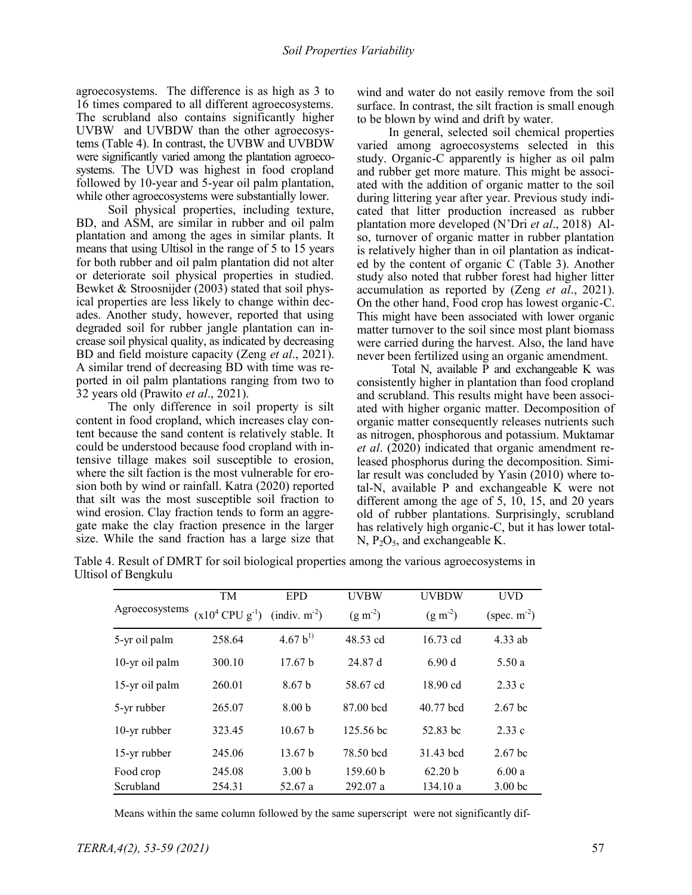agroecosystems. The difference is as high as 3 to 16 times compared to all different agroecosystems. The scrubland also contains significantly higher UVBW and UVBDW than the other agroecosystems (Table 4). In contrast, the UVBW and UVBDW were significantly varied among the plantation agroecosystems. The UVD was highest in food cropland followed by 10-year and 5-year oil palm plantation, while other agroecosystems were substantially lower.

Soil physical properties, including texture, BD, and ASM, are similar in rubber and oil palm plantation and among the ages in similar plants. It means that using Ultisol in the range of 5 to 15 years for both rubber and oil palm plantation did not alter or deteriorate soil physical properties in studied. Bewket & Stroosnijder (2003) stated that soil physical properties are less likely to change within decades. Another study, however, reported that using degraded soil for rubber jangle plantation can increase soil physical quality, as indicated by decreasing BD and field moisture capacity (Zeng *et al*., 2021). A similar trend of decreasing BD with time was reported in oil palm plantations ranging from two to 32 years old (Prawito *et al*., 2021).

The only difference in soil property is silt content in food cropland, which increases clay content because the sand content is relatively stable. It could be understood because food cropland with intensive tillage makes soil susceptible to erosion, where the silt faction is the most vulnerable for erosion both by wind or rainfall. Katra (2020) reported that silt was the most susceptible soil fraction to wind erosion. Clay fraction tends to form an aggregate make the clay fraction presence in the larger size. While the sand fraction has a large size that wind and water do not easily remove from the soil surface. In contrast, the silt fraction is small enough to be blown by wind and drift by water.

In general, selected soil chemical properties varied among agroecosystems selected in this study. Organic-C apparently is higher as oil palm and rubber get more mature. This might be associated with the addition of organic matter to the soil during littering year after year. Previous study indicated that litter production increased as rubber plantation more developed (N'Dri *et al*., 2018) Also, turnover of organic matter in rubber plantation is relatively higher than in oil plantation as indicated by the content of organic C (Table 3). Another study also noted that rubber forest had higher litter accumulation as reported by (Zeng *et al*., 2021). On the other hand, Food crop has lowest organic-C. This might have been associated with lower organic matter turnover to the soil since most plant biomass were carried during the harvest. Also, the land have never been fertilized using an organic amendment.

Total N, available P and exchangeable K was consistently higher in plantation than food cropland and scrubland. This results might have been associated with higher organic matter. Decomposition of organic matter consequently releases nutrients such as nitrogen, phosphorous and potassium. Muktamar *et al*. (2020) indicated that organic amendment released phosphorus during the decomposition. Similar result was concluded by Yasin (2010) where total-N, available P and exchangeable K were not different among the age of 5, 10, 15, and 20 years old of rubber plantations. Surprisingly, scrubland has relatively high organic-C, but it has lower total-N, $P_2O_5$, and exchangeable K.

Table 4. Result of DMRT for soil biological properties among the various agroecosystems in Ultisol of Bengkulu

| Agroecosystems | TM ($x10^4$ CPU $g^{-1}$) | EPD (indiv. $m^{-2}$) | UVBW ($g\ m^{-2}$) | UVBDW ($g\ m^{-2}$) | UVD (spec. $m^{-2}$) |
|---|---|---|---|---|---|
| 5-yr oil palm | 258.64 | 4.67 b[1)] | 48.53 cd | 16.73 cd | 4.33 ab |
| 10-yr oil palm | 300.10 | 17.67 b | 24.87 d | 6.90 d | 5.50 a |
| 15-yr oil palm | 260.01 | 8.67 b | 58.67 cd | 18.90 cd | 2.33 c |
| 5-yr rubber | 265.07 | 8.00 b | 87.00 bcd | 40.77 bcd | 2.67 bc |
| 10-yr rubber | 323.45 | 10.67 b | 125.56 bc | 52.83 bc | 2.33 c |
| 15-yr rubber | 245.06 | 13.67 b | 78.50 bcd | 31.43 bcd | 2.67 bc |
| Food crop | 245.08 | 3.00 b | 159.60 b | 62.20 b | 6.00 a |
| Scrubland | 254.31 | 52.67 a | 292.07 a | 134.10 a | 3.00 bc |

Means within the same column followed by the same superscript were not significantly dif-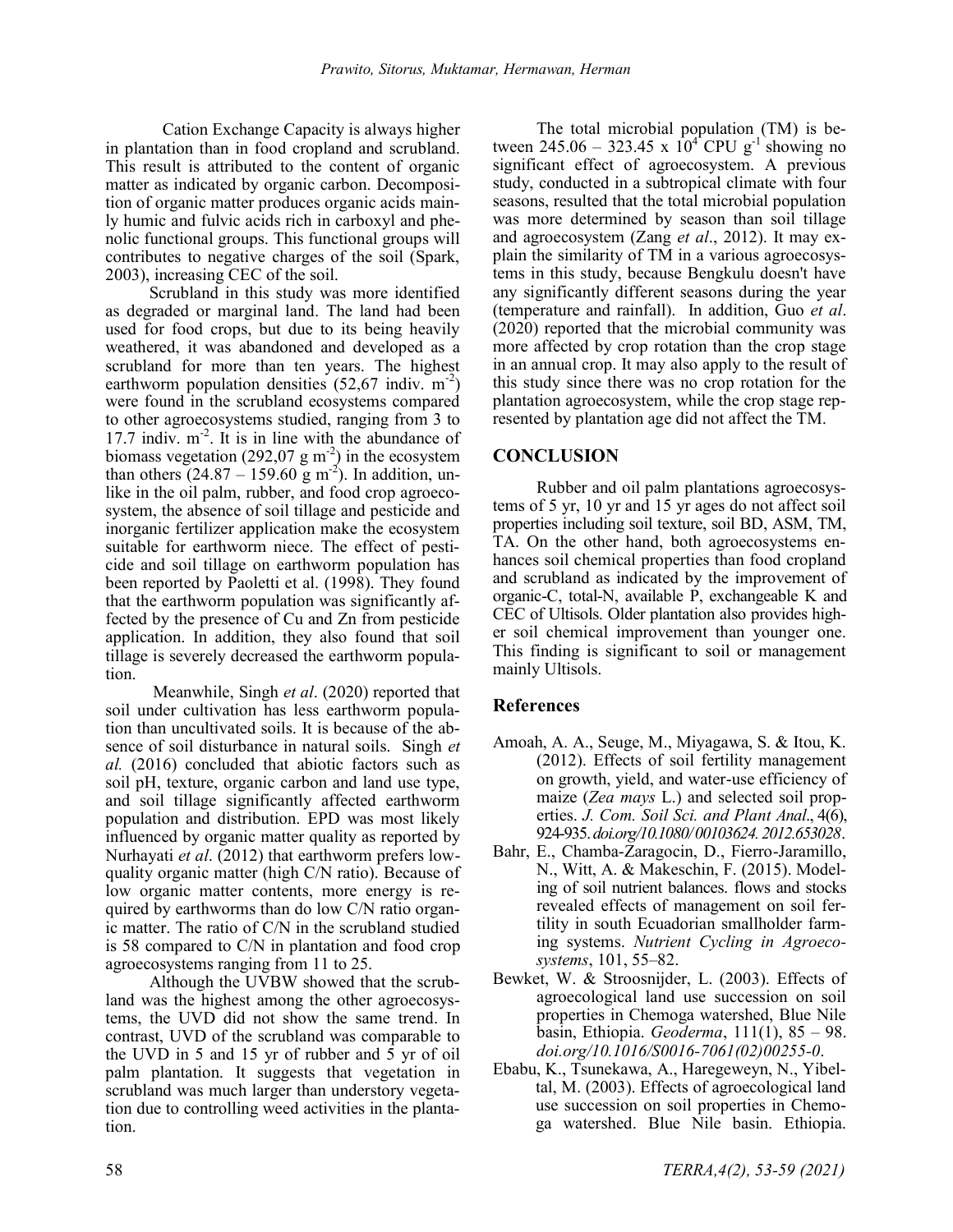Cation Exchange Capacity is always higher in plantation than in food cropland and scrubland. This result is attributed to the content of organic matter as indicated by organic carbon. Decomposition of organic matter produces organic acids mainly humic and fulvic acids rich in carboxyl and phenolic functional groups. This functional groups will contributes to negative charges of the soil (Spark, 2003), increasing CEC of the soil.

Scrubland in this study was more identified as degraded or marginal land. The land had been used for food crops, but due to its being heavily weathered, it was abandoned and developed as a scrubland for more than ten years. The highest earthworm population densities (52,67 indiv. $m^{-2}$) were found in the scrubland ecosystems compared to other agroecosystems studied, ranging from 3 to 17.7 indiv. $m^{-2}$. It is in line with the abundance of biomass vegetation (292,07 g $m^{-2}$) in the ecosystem than others (24.87 – 159.60 g $m^{-2}$). In addition, unlike in the oil palm, rubber, and food crop agroecosystem, the absence of soil tillage and pesticide and inorganic fertilizer application make the ecosystem suitable for earthworm niece. The effect of pesticide and soil tillage on earthworm population has been reported by Paoletti et al. (1998). They found that the earthworm population was significantly affected by the presence of Cu and Zn from pesticide application. In addition, they also found that soil tillage is severely decreased the earthworm population.

Meanwhile, Singh *et al*. (2020) reported that soil under cultivation has less earthworm population than uncultivated soils. It is because of the absence of soil disturbance in natural soils. Singh *et al.* (2016) concluded that abiotic factors such as soil pH, texture, organic carbon and land use type, and soil tillage significantly affected earthworm population and distribution. EPD was most likely influenced by organic matter quality as reported by Nurhayati *et al*. (2012) that earthworm prefers low-quality organic matter (high C/N ratio). Because of low organic matter contents, more energy is required by earthworms than do low C/N ratio organic matter. The ratio of C/N in the scrubland studied is 58 compared to C/N in plantation and food crop agroecosystems ranging from 11 to 25.

Although the UVBW showed that the scrubland was the highest among the other agroecosystems, the UVD did not show the same trend. In contrast, UVD of the scrubland was comparable to the UVD in 5 and 15 yr of rubber and 5 yr of oil palm plantation. It suggests that vegetation in scrubland was much larger than understory vegetation due to controlling weed activities in the plantation.

The total microbial population (TM) is between 245.06 – 323.45 x $10^4$ CPU $g^{-1}$ showing no significant effect of agroecosystem. A previous study, conducted in a subtropical climate with four seasons, resulted that the total microbial population was more determined by season than soil tillage and agroecosystem (Zang *et al*., 2012). It may explain the similarity of TM in a various agroecosystems in this study, because Bengkulu doesn't have any significantly different seasons during the year (temperature and rainfall). In addition, Guo *et al*. (2020) reported that the microbial community was more affected by crop rotation than the crop stage in an annual crop. It may also apply to the result of this study since there was no crop rotation for the plantation agroecosystem, while the crop stage represented by plantation age did not affect the TM.

## CONCLUSION

Rubber and oil palm plantations agroecosystems of 5 yr, 10 yr and 15 yr ages do not affect soil properties including soil texture, soil BD, ASM, TM, TA. On the other hand, both agroecosystems enhances soil chemical properties than food cropland and scrubland as indicated by the improvement of organic-C, total-N, available P, exchangeable K and CEC of Ultisols. Older plantation also provides higher soil chemical improvement than younger one. This finding is significant to soil or management mainly Ultisols.

## References

Amoah, A. A., Seuge, M., Miyagawa, S. & Itou, K. (2012). Effects of soil fertility management on growth, yield, and water-use efficiency of maize (*Zea mays* L.) and selected soil properties. *J. Com. Soil Sci. and Plant Anal*., 4(6), 924-935. *doi.org/10.1080/ 00103624. 2012.653028*.

Bahr, E., Chamba-Zaragocin, D., Fierro-Jaramillo, N., Witt, A. & Makeschin, F. (2015). Modeling of soil nutrient balances. flows and stocks revealed effects of management on soil fertility in south Ecuadorian smallholder farming systems. *Nutrient Cycling in Agroecosystems*, 101, 55–82.

Bewket, W. & Stroosnijder, L. (2003). Effects of agroecological land use succession on soil properties in Chemoga watershed, Blue Nile basin, Ethiopia. *Geoderma*, 111(1), 85 – 98. *doi.org/10.1016/S0016-7061(02)00255-0*.

Ebabu, K., Tsunekawa, A., Haregeweyn, N., Yibeltal, M. (2003). Effects of agroecological land use succession on soil properties in Chemoga watershed. Blue Nile basin. Ethiopia.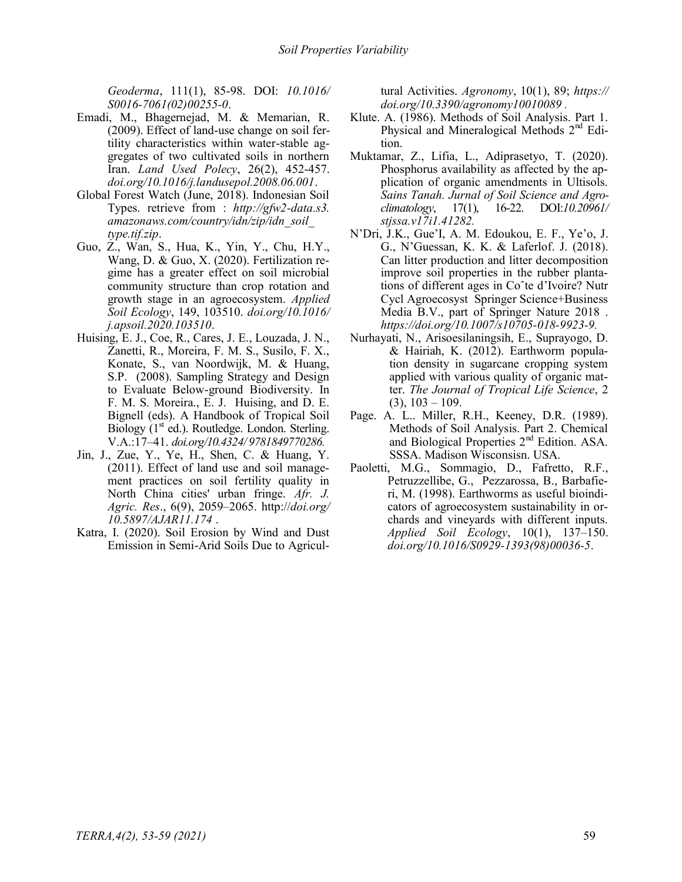Geoderma, 111(1), 85-98. DOI: *10.1016/ S0016-7061(02)00255-0*.

Emadi, M., Bhagernejad, M. & Memarian, R. (2009). Effect of land-use change on soil fertility characteristics within water-stable aggregates of two cultivated soils in northern Iran. *Land Used Polecy*, 26(2), 452-457. *doi.org/10.1016/j.landusepol.2008.06.001*.

Global Forest Watch (June, 2018). Indonesian Soil Types. retrieve from : *http://gfw2-data.s3.amazonaws.com/country/idn/zip/idn_soil_type.tif.zip*.

Guo, Z., Wan, S., Hua, K., Yin, Y., Chu, H.Y., Wang, D. & Guo, X. (2020). Fertilization regime has a greater effect on soil microbial community structure than crop rotation and growth stage in an agroecosystem. *Applied Soil Ecology*, 149, 103510. *doi.org/10.1016/j.apsoil.2020.103510*.

Huising, E. J., Coe, R., Cares, J. E., Louzada, J. N., Zanetti, R., Moreira, F. M. S., Susilo, F. X., Konate, S., van Noordwijk, M. & Huang, S.P. (2008). Sampling Strategy and Design to Evaluate Below-ground Biodiversity. In F. M. S. Moreira., E. J. Huising, and D. E. Bignell (eds). A Handbook of Tropical Soil Biology (1st ed.). Routledge. London. Sterling. V.A.:17–41. *doi.org/10.4324/ 9781849770286.*

Jin, J., Zue, Y., Ye, H., Shen, C. & Huang, Y. (2011). Effect of land use and soil management practices on soil fertility quality in North China cities' urban fringe. *Afr. J. Agric. Res*., 6(9), 2059–2065. http://*doi.org/10.5897/AJAR11.174* .

Katra, I. (2020). Soil Erosion by Wind and Dust Emission in Semi-Arid Soils Due to Agricultural Activities. *Agronomy*, 10(1), 89; *https://doi.org/10.3390/agronomy10010089* .

Klute. A. (1986). Methods of Soil Analysis. Part 1. Physical and Mineralogical Methods 2nd Edition.

Muktamar, Z., Lifia, L., Adiprasetyo, T. (2020). Phosphorus availability as affected by the application of organic amendments in Ultisols. *Sains Tanah. Jurnal of Soil Science and Agroclimatology*, 17(1), 16-22. DOI:*10.20961/stjssa.v17i1.41282.*

N'Dri, J.K., Gue'I, A. M. Edoukou, E. F., Ye'o, J. G., N'Guessan, K. K. & Laferlof. J. (2018). Can litter production and litter decomposition improve soil properties in the rubber plantations of different ages in Coˆte d'Ivoire? Nutr Cycl Agroecosyst Springer Science+Business Media B.V., part of Springer Nature 2018 . *https://doi.org/10.1007/s10705-018-9923-9.*

Nurhayati, N., Arisoesilaningsih, E., Suprayogo, D. & Hairiah, K. (2012). Earthworm population density in sugarcane cropping system applied with various quality of organic matter. *The Journal of Tropical Life Science*, 2 (3), 103 – 109.

Page. A. L.. Miller, R.H., Keeney, D.R. (1989). Methods of Soil Analysis. Part 2. Chemical and Biological Properties 2nd Edition. ASA. SSSA. Madison Wisconsisn. USA.

Paoletti, M.G., Sommagio, D., Fafretto, R.F., Petruzzellibe, G., Pezzarossa, B., Barbafieri, M. (1998). Earthworms as useful bioindicators of agroecosystem sustainability in orchards and vineyards with different inputs. *Applied Soil Ecology*, 10(1), 137–150. *doi.org/10.1016/S0929-1393(98)00036-5*.